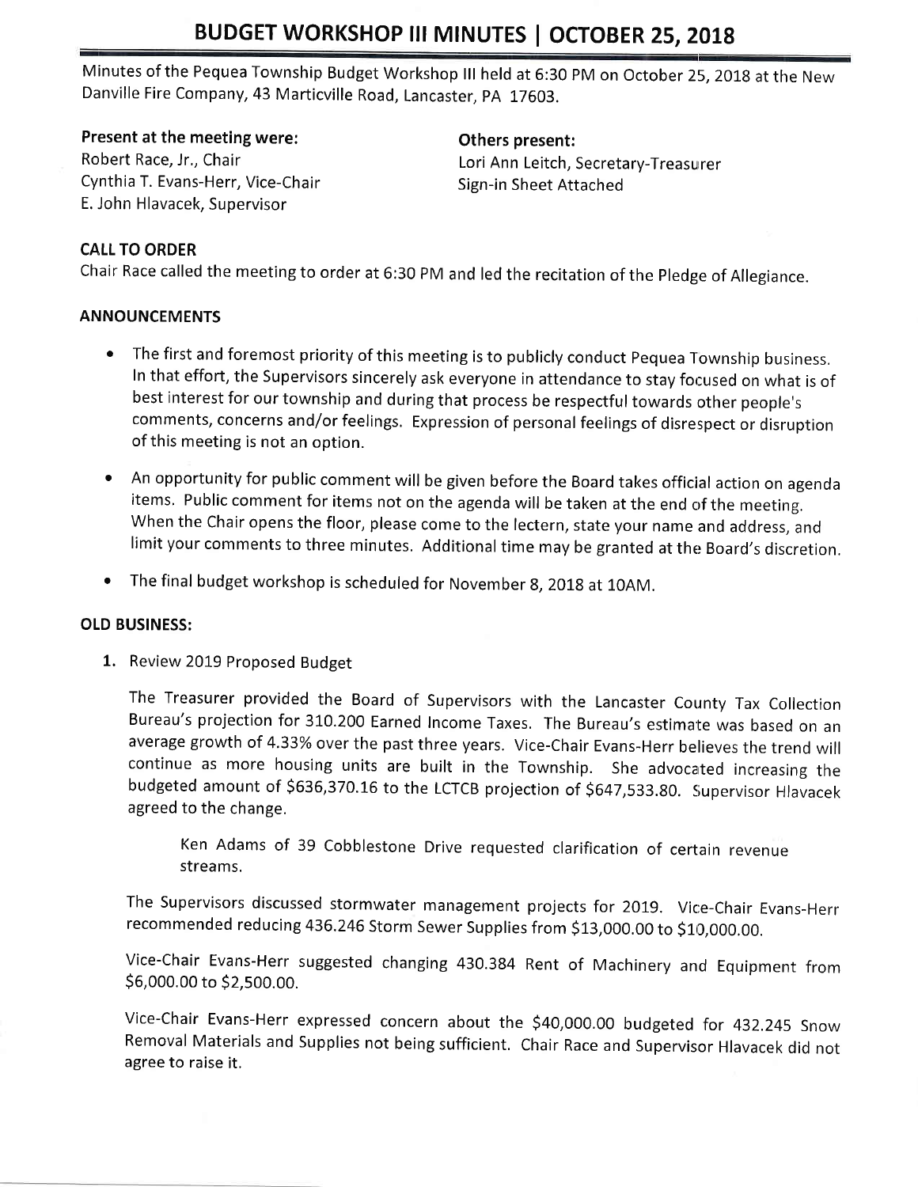# BUDGET WORKSHOP III MINUTES | OCTOBER 25, 2018

Minutes of the Pequea Township Budget Workshop III held at 6:30 PM on October 25, 2018 at the New Danville Fire Company, 43 Marticville Road, Lancaster, PA 17603.

**Present at the meeting were:**
Robert Race, Jr., Chair
Cynthia T. Evans-Herr, Vice-Chair
E. John Hlavacek, Supervisor

**Others present:**
Lori Ann Leitch, Secretary-Treasurer
Sign-in Sheet Attached

**CALL TO ORDER**

Chair Race called the meeting to order at 6:30 PM and led the recitation of the Pledge of Allegiance.

**ANNOUNCEMENTS**

- The first and foremost priority of this meeting is to publicly conduct Pequea Township business. In that effort, the Supervisors sincerely ask everyone in attendance to stay focused on what is of best interest for our township and during that process be respectful towards other people's comments, concerns and/or feelings. Expression of personal feelings of disrespect or disruption of this meeting is not an option.
- An opportunity for public comment will be given before the Board takes official action on agenda items. Public comment for items not on the agenda will be taken at the end of the meeting. When the Chair opens the floor, please come to the lectern, state your name and address, and limit your comments to three minutes. Additional time may be granted at the Board's discretion.
- The final budget workshop is scheduled for November 8, 2018 at 10AM.

**OLD BUSINESS:**

1. Review 2019 Proposed Budget

   The Treasurer provided the Board of Supervisors with the Lancaster County Tax Collection Bureau's projection for 310.200 Earned Income Taxes. The Bureau's estimate was based on an average growth of 4.33% over the past three years. Vice-Chair Evans-Herr believes the trend will continue as more housing units are built in the Township. She advocated increasing the budgeted amount of $636,370.16 to the LCTCB projection of $647,533.80. Supervisor Hlavacek agreed to the change.

   > Ken Adams of 39 Cobblestone Drive requested clarification of certain revenue streams.

   The Supervisors discussed stormwater management projects for 2019. Vice-Chair Evans-Herr recommended reducing 436.246 Storm Sewer Supplies from $13,000.00 to $10,000.00.

   Vice-Chair Evans-Herr suggested changing 430.384 Rent of Machinery and Equipment from $6,000.00 to $2,500.00.

   Vice-Chair Evans-Herr expressed concern about the $40,000.00 budgeted for 432.245 Snow Removal Materials and Supplies not being sufficient. Chair Race and Supervisor Hlavacek did not agree to raise it.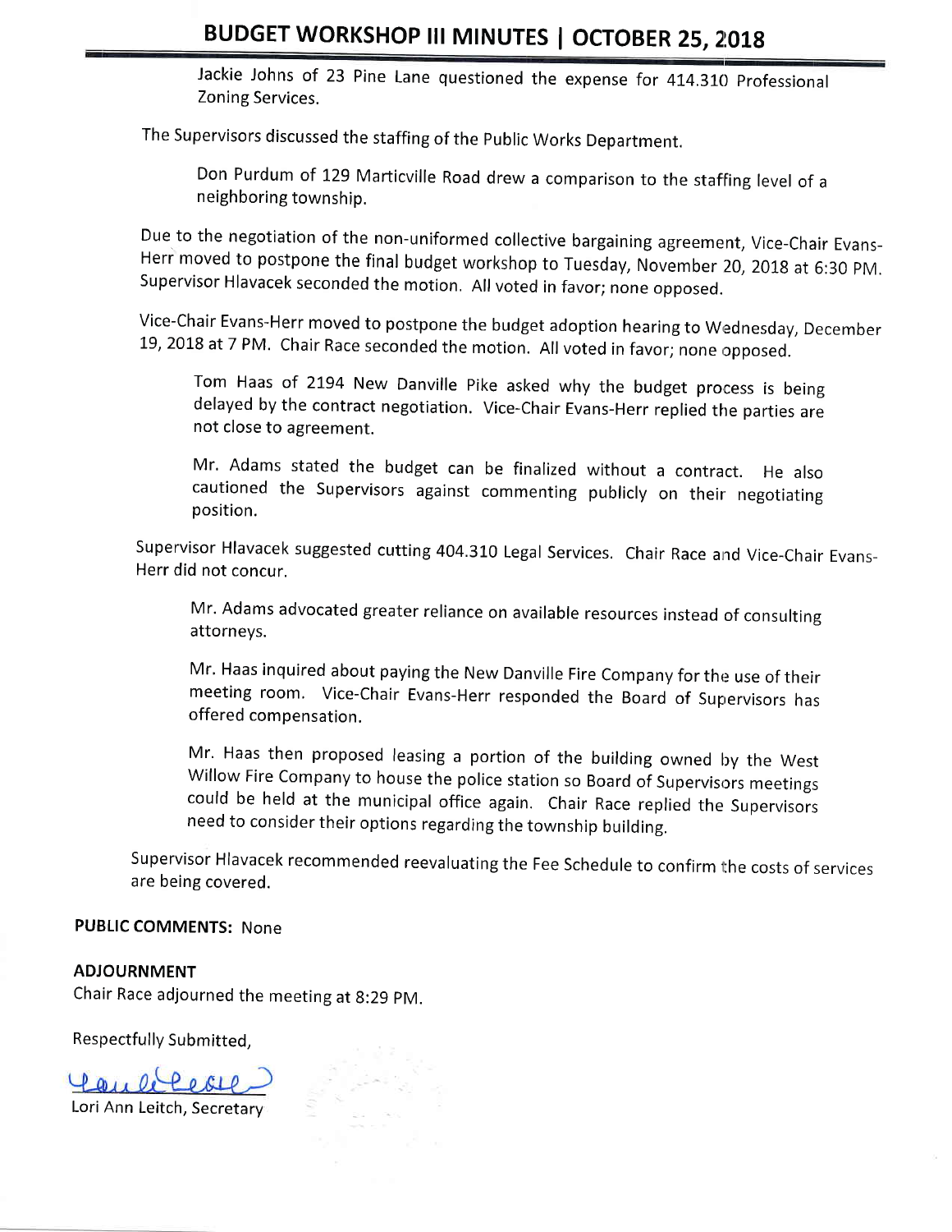Jackie Johns of 23 Pine Lane questioned the expense for 414.310 Professional Zoning Services.

The Supervisors discussed the staffing of the Public Works Department.

Don Purdum of 129 Marticville Road drew a comparison to the staffing level of a neighboring township.

Due to the negotiation of the non-uniformed collective bargaining agreement, Vice-Chair Evans-Herr moved to postpone the final budget workshop to Tuesday, November 20, 2018 at 6:30 PM. Supervisor Hlavacek seconded the motion. All voted in favor; none opposed.

Vice-Chair Evans-Herr moved to postpone the budget adoption hearing to Wednesday, December 19, 2018 at 7 PM. Chair Race seconded the motion. All voted in favor; none opposed.

Tom Haas of 2194 New Danville Pike asked why the budget process is being delayed by the contract negotiation. Vice-Chair Evans-Herr replied the parties are not close to agreement.

Mr. Adams stated the budget can be finalized without a contract. He also cautioned the Supervisors against commenting publicly on their negotiating position.

Supervisor Hlavacek suggested cutting 404.310 Legal Services. Chair Race and Vice-Chair Evans-Herr did not concur.

Mr. Adams advocated greater reliance on available resources instead of consulting attorneys.

Mr. Haas inquired about paying the New Danville Fire Company for the use of their meeting room. Vice-Chair Evans-Herr responded the Board of Supervisors has offered compensation.

Mr. Haas then proposed leasing a portion of the building owned by the West Willow Fire Company to house the police station so Board of Supervisors meetings could be held at the municipal office again. Chair Race replied the Supervisors need to consider their options regarding the township building.

Supervisor Hlavacek recommended reevaluating the Fee Schedule to confirm the costs of services are being covered.

**PUBLIC COMMENTS:** None

**ADJOURNMENT**

Chair Race adjourned the meeting at 8:29 PM.

Respectfully Submitted,

Lori Ann Leitch, Secretary